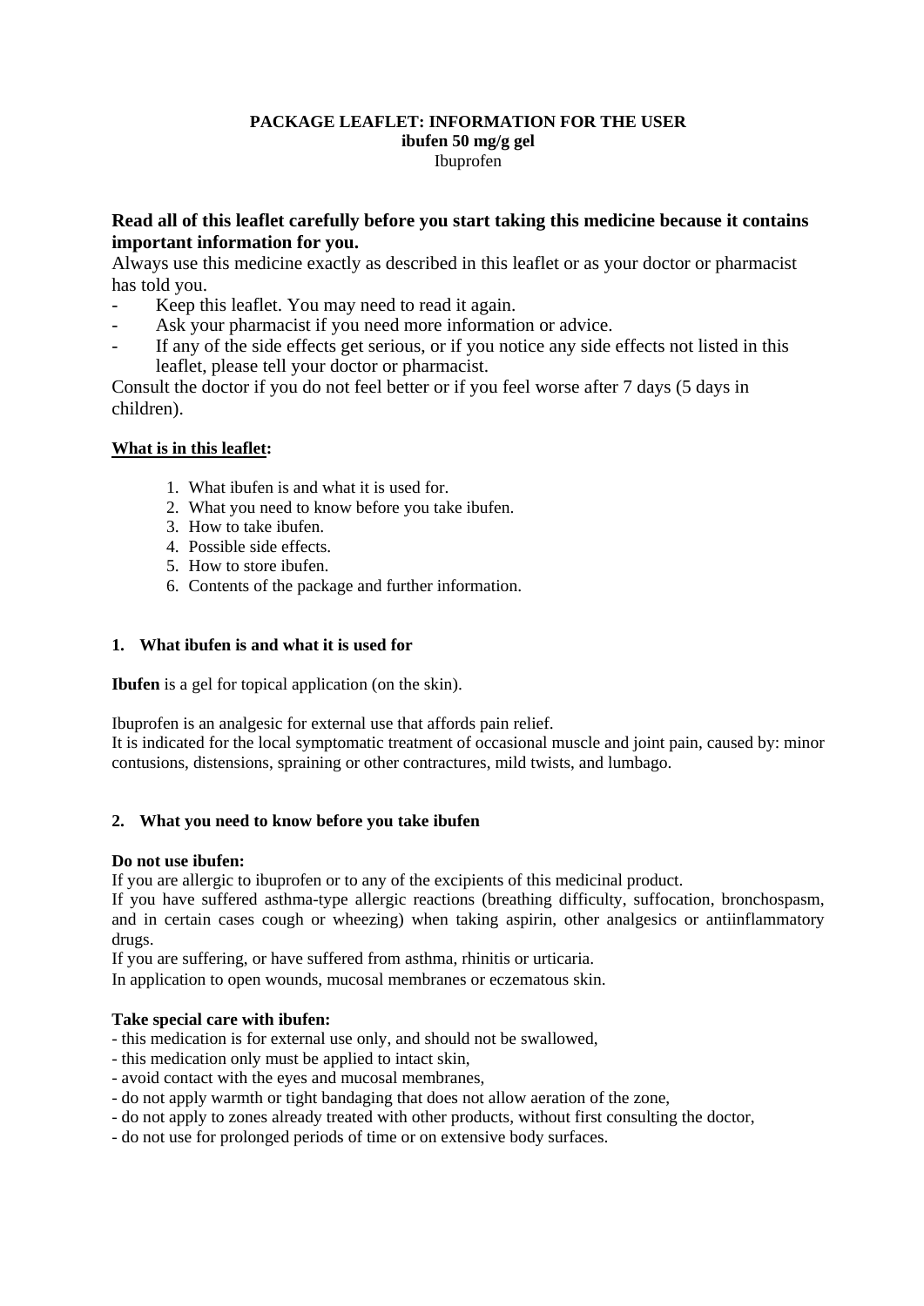**PACKAGE LEAFLET: INFORMATION FOR THE USER**
**ibufen 50 mg/g gel**
Ibuprofen

**Read all of this leaflet carefully before you start taking this medicine because it contains important information for you.**

Always use this medicine exactly as described in this leaflet or as your doctor or pharmacist has told you.

- Keep this leaflet. You may need to read it again.
- Ask your pharmacist if you need more information or advice.
- If any of the side effects get serious, or if you notice any side effects not listed in this leaflet, please tell your doctor or pharmacist.

Consult the doctor if you do not feel better or if you feel worse after 7 days (5 days in children).

**What is in this leaflet:**

1. What ibufen is and what it is used for.
2. What you need to know before you take ibufen.
3. How to take ibufen.
4. Possible side effects.
5. How to store ibufen.
6. Contents of the package and further information.

## 1. What ibufen is and what it is used for

**Ibufen** is a gel for topical application (on the skin).

Ibuprofen is an analgesic for external use that affords pain relief.
It is indicated for the local symptomatic treatment of occasional muscle and joint pain, caused by: minor contusions, distensions, spraining or other contractures, mild twists, and lumbago.

## 2. What you need to know before you take ibufen

**Do not use ibufen:**
If you are allergic to ibuprofen or to any of the excipients of this medicinal product.
If you have suffered asthma-type allergic reactions (breathing difficulty, suffocation, bronchospasm, and in certain cases cough or wheezing) when taking aspirin, other analgesics or antiinflammatory drugs.
If you are suffering, or have suffered from asthma, rhinitis or urticaria.
In application to open wounds, mucosal membranes or eczematous skin.

**Take special care with ibufen:**
- this medication is for external use only, and should not be swallowed,
- this medication only must be applied to intact skin,
- avoid contact with the eyes and mucosal membranes,
- do not apply warmth or tight bandaging that does not allow aeration of the zone,
- do not apply to zones already treated with other products, without first consulting the doctor,
- do not use for prolonged periods of time or on extensive body surfaces.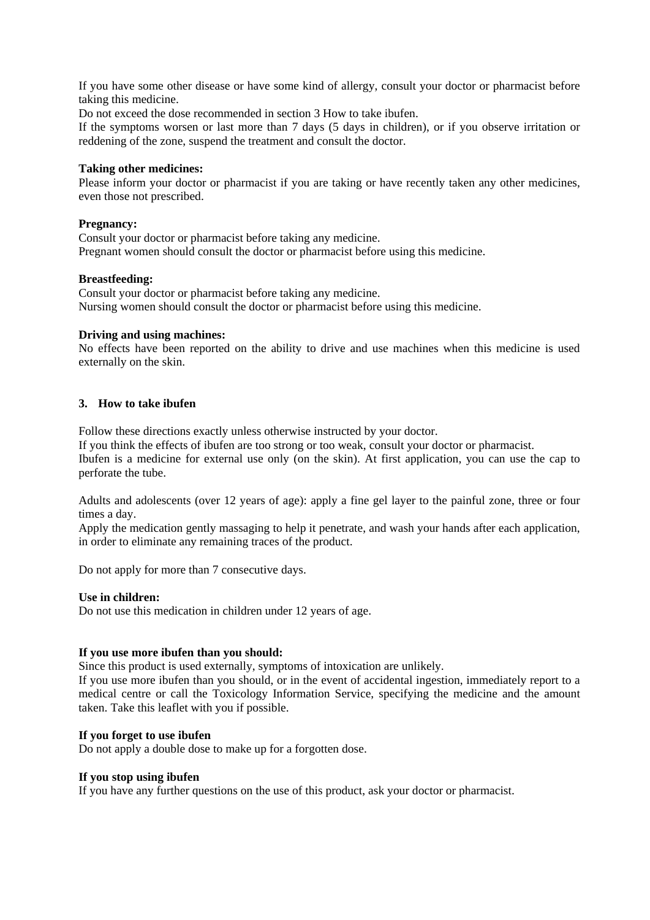If you have some other disease or have some kind of allergy, consult your doctor or pharmacist before taking this medicine.
Do not exceed the dose recommended in section 3 How to take ibufen.
If the symptoms worsen or last more than 7 days (5 days in children), or if you observe irritation or reddening of the zone, suspend the treatment and consult the doctor.

**Taking other medicines:**
Please inform your doctor or pharmacist if you are taking or have recently taken any other medicines, even those not prescribed.

**Pregnancy:**
Consult your doctor or pharmacist before taking any medicine.
Pregnant women should consult the doctor or pharmacist before using this medicine.

**Breastfeeding:**
Consult your doctor or pharmacist before taking any medicine.
Nursing women should consult the doctor or pharmacist before using this medicine.

**Driving and using machines:**
No effects have been reported on the ability to drive and use machines when this medicine is used externally on the skin.

## 3. How to take ibufen

Follow these directions exactly unless otherwise instructed by your doctor.
If you think the effects of ibufen are too strong or too weak, consult your doctor or pharmacist.
Ibufen is a medicine for external use only (on the skin). At first application, you can use the cap to perforate the tube.

Adults and adolescents (over 12 years of age): apply a fine gel layer to the painful zone, three or four times a day.
Apply the medication gently massaging to help it penetrate, and wash your hands after each application, in order to eliminate any remaining traces of the product.

Do not apply for more than 7 consecutive days.

**Use in children:**
Do not use this medication in children under 12 years of age.

**If you use more ibufen than you should:**
Since this product is used externally, symptoms of intoxication are unlikely.
If you use more ibufen than you should, or in the event of accidental ingestion, immediately report to a medical centre or call the Toxicology Information Service, specifying the medicine and the amount taken. Take this leaflet with you if possible.

**If you forget to use ibufen**
Do not apply a double dose to make up for a forgotten dose.

**If you stop using ibufen**
If you have any further questions on the use of this product, ask your doctor or pharmacist.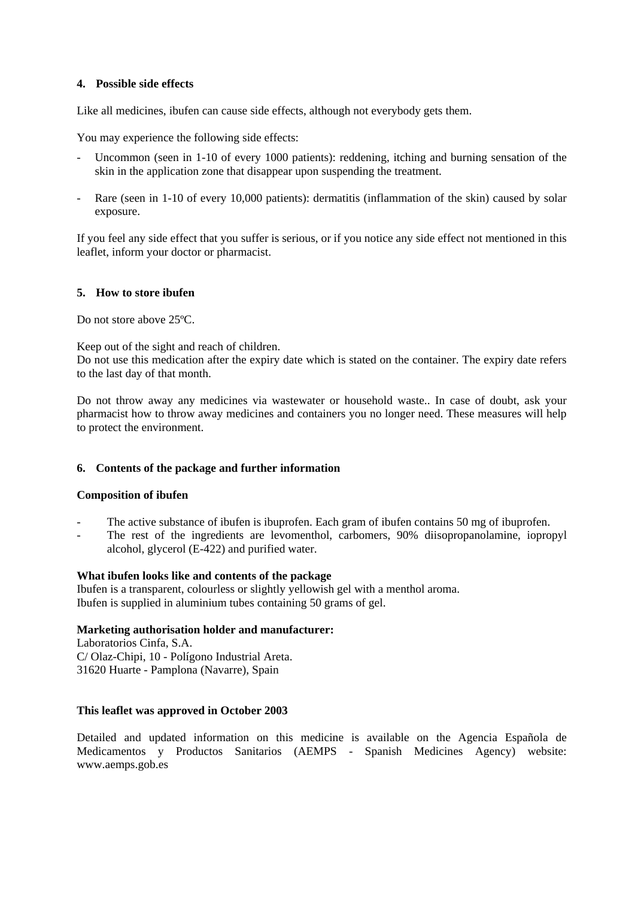## 4. Possible side effects

Like all medicines, ibufen can cause side effects, although not everybody gets them.

You may experience the following side effects:

- Uncommon (seen in 1-10 of every 1000 patients): reddening, itching and burning sensation of the skin in the application zone that disappear upon suspending the treatment.

- Rare (seen in 1-10 of every 10,000 patients): dermatitis (inflammation of the skin) caused by solar exposure.

If you feel any side effect that you suffer is serious, or if you notice any side effect not mentioned in this leaflet, inform your doctor or pharmacist.

## 5. How to store ibufen

Do not store above 25ºC.

Keep out of the sight and reach of children.
Do not use this medication after the expiry date which is stated on the container. The expiry date refers to the last day of that month.

Do not throw away any medicines via wastewater or household waste.. In case of doubt, ask your pharmacist how to throw away medicines and containers you no longer need. These measures will help to protect the environment.

## 6. Contents of the package and further information

**Composition of ibufen**

- The active substance of ibufen is ibuprofen. Each gram of ibufen contains 50 mg of ibuprofen.
- The rest of the ingredients are levomenthol, carbomers, 90% diisopropanolamine, iopropyl alcohol, glycerol (E-422) and purified water.

**What ibufen looks like and contents of the package**
Ibufen is a transparent, colourless or slightly yellowish gel with a menthol aroma.
Ibufen is supplied in aluminium tubes containing 50 grams of gel.

**Marketing authorisation holder and manufacturer:**
Laboratorios Cinfa, S.A.
C/ Olaz-Chipi, 10 - Polígono Industrial Areta.
31620 Huarte - Pamplona (Navarre), Spain

**This leaflet was approved in October 2003**

Detailed and updated information on this medicine is available on the Agencia Española de Medicamentos y Productos Sanitarios (AEMPS - Spanish Medicines Agency) website: www.aemps.gob.es